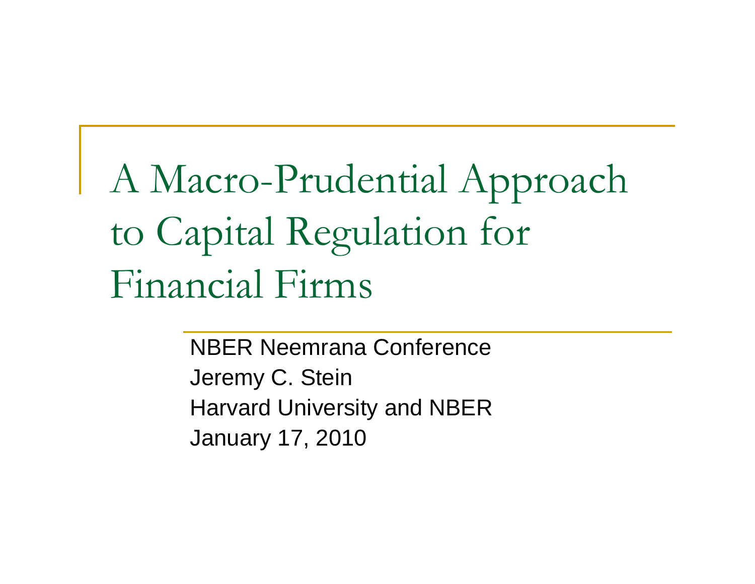# A Macro-Prudential Approach to Capital Regulation for Financial Firms

NBER Neemrana Conference
Jeremy C. Stein
Harvard University and NBER
January 17, 2010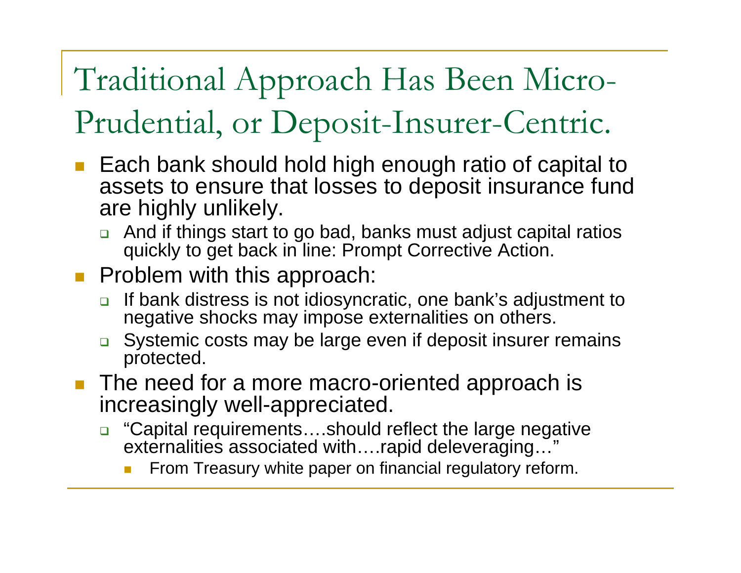# Traditional Approach Has Been Micro-Prudential, or Deposit-Insurer-Centric.

- Each bank should hold high enough ratio of capital to assets to ensure that losses to deposit insurance fund are highly unlikely.
  - And if things start to go bad, banks must adjust capital ratios quickly to get back in line: Prompt Corrective Action.
- Problem with this approach:
  - If bank distress is not idiosyncratic, one bank's adjustment to negative shocks may impose externalities on others.
  - Systemic costs may be large even if deposit insurer remains protected.
- The need for a more macro-oriented approach is increasingly well-appreciated.
  - "Capital requirements….should reflect the large negative externalities associated with….rapid deleveraging…"
    - From Treasury white paper on financial regulatory reform.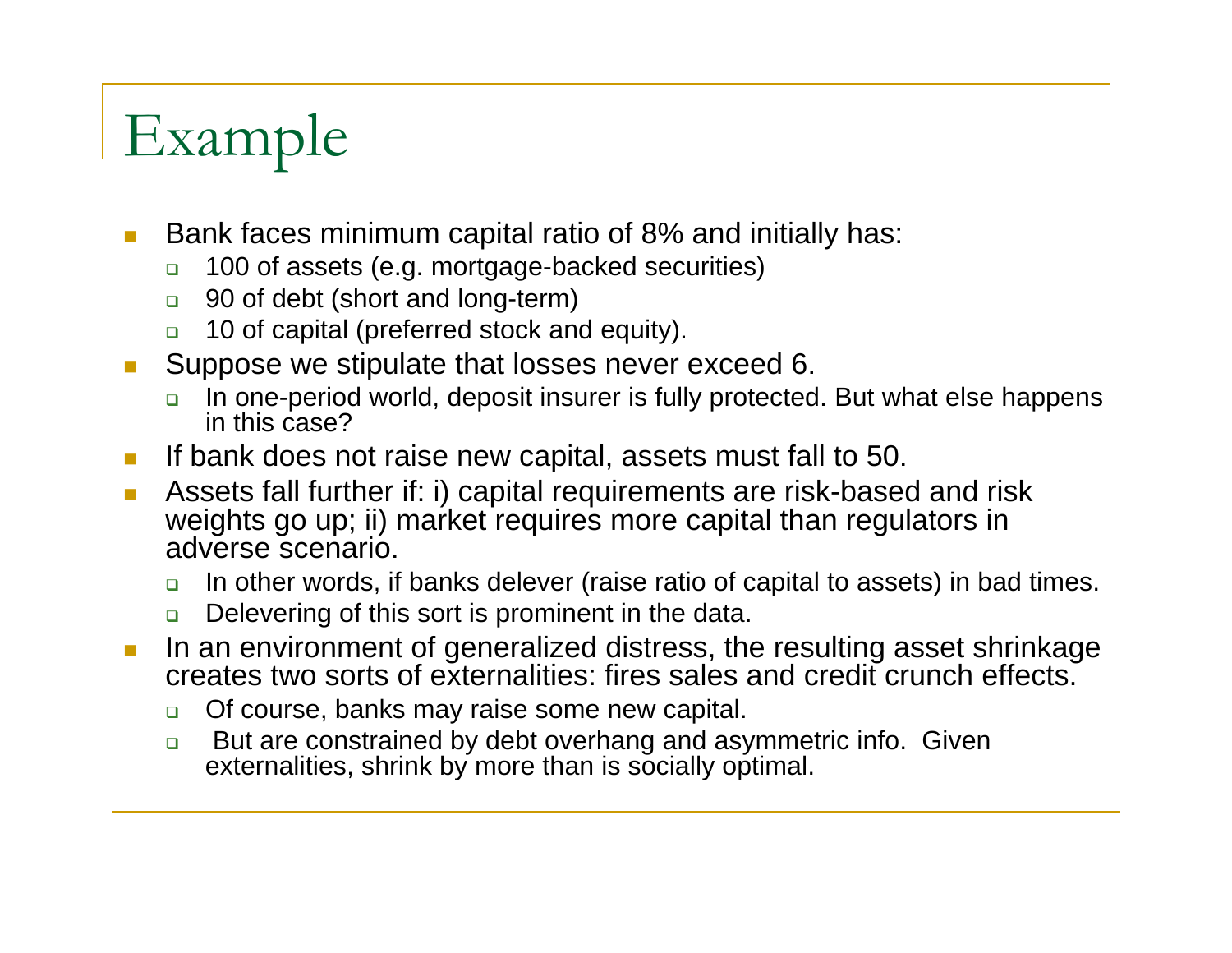# Example

- Bank faces minimum capital ratio of 8% and initially has:
  - 100 of assets (e.g. mortgage-backed securities)
  - 90 of debt (short and long-term)
  - 10 of capital (preferred stock and equity).
- Suppose we stipulate that losses never exceed 6.
  - In one-period world, deposit insurer is fully protected. But what else happens in this case?
- If bank does not raise new capital, assets must fall to 50.
- Assets fall further if: i) capital requirements are risk-based and risk weights go up; ii) market requires more capital than regulators in adverse scenario.
  - In other words, if banks delever (raise ratio of capital to assets) in bad times.
  - Delevering of this sort is prominent in the data.
- In an environment of generalized distress, the resulting asset shrinkage creates two sorts of externalities: fires sales and credit crunch effects.
  - Of course, banks may raise some new capital.
  - But are constrained by debt overhang and asymmetric info. Given externalities, shrink by more than is socially optimal.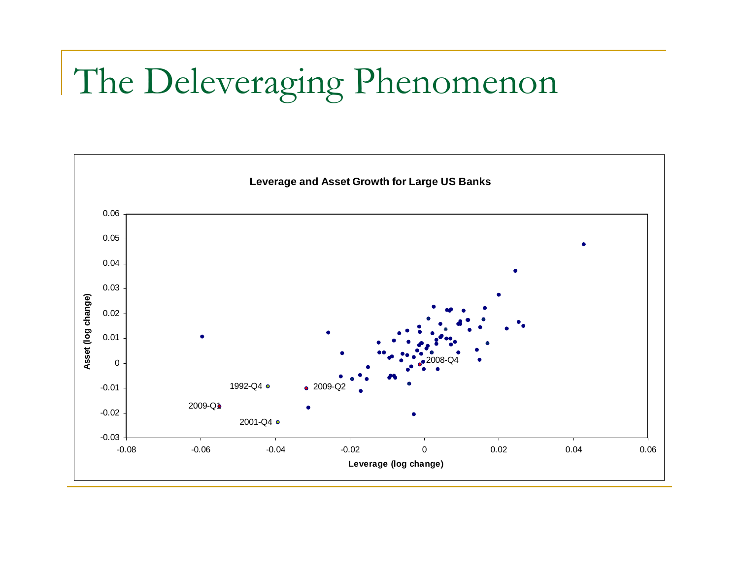# The Deleveraging Phenomenon

**Leverage and Asset Growth for Large US Banks**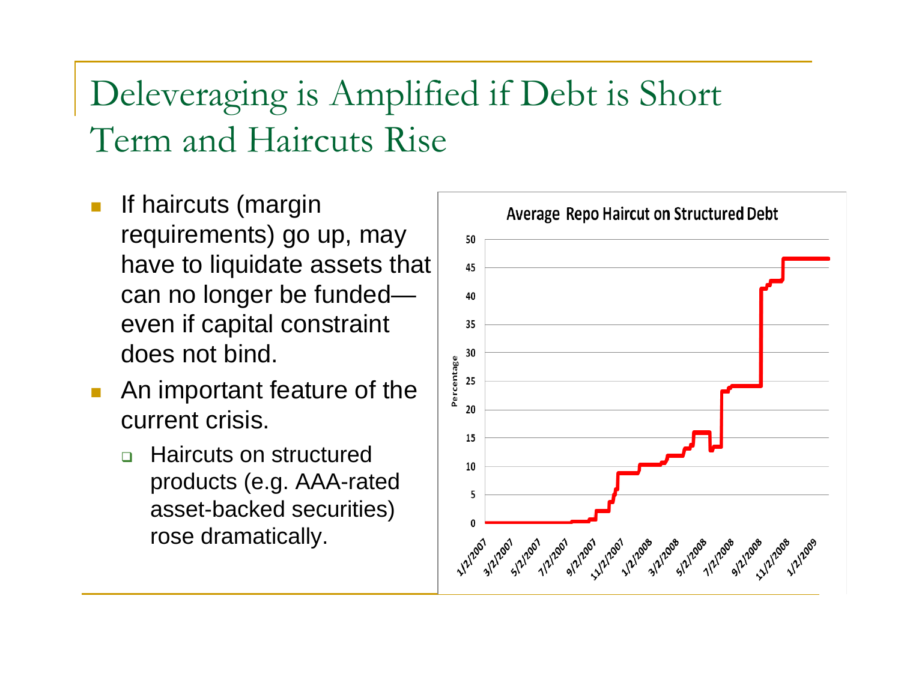# Deleveraging is Amplified if Debt is Short Term and Haircuts Rise

- If haircuts (margin requirements) go up, may have to liquidate assets that can no longer be funded—even if capital constraint does not bind.
- An important feature of the current crisis.
  - Haircuts on structured products (e.g. AAA-rated asset-backed securities) rose dramatically.

**Average Repo Haircut on Structured Debt**

Percentage (y-axis, 0–50); dates 1/2/2007 – 1/2/2009 (x-axis)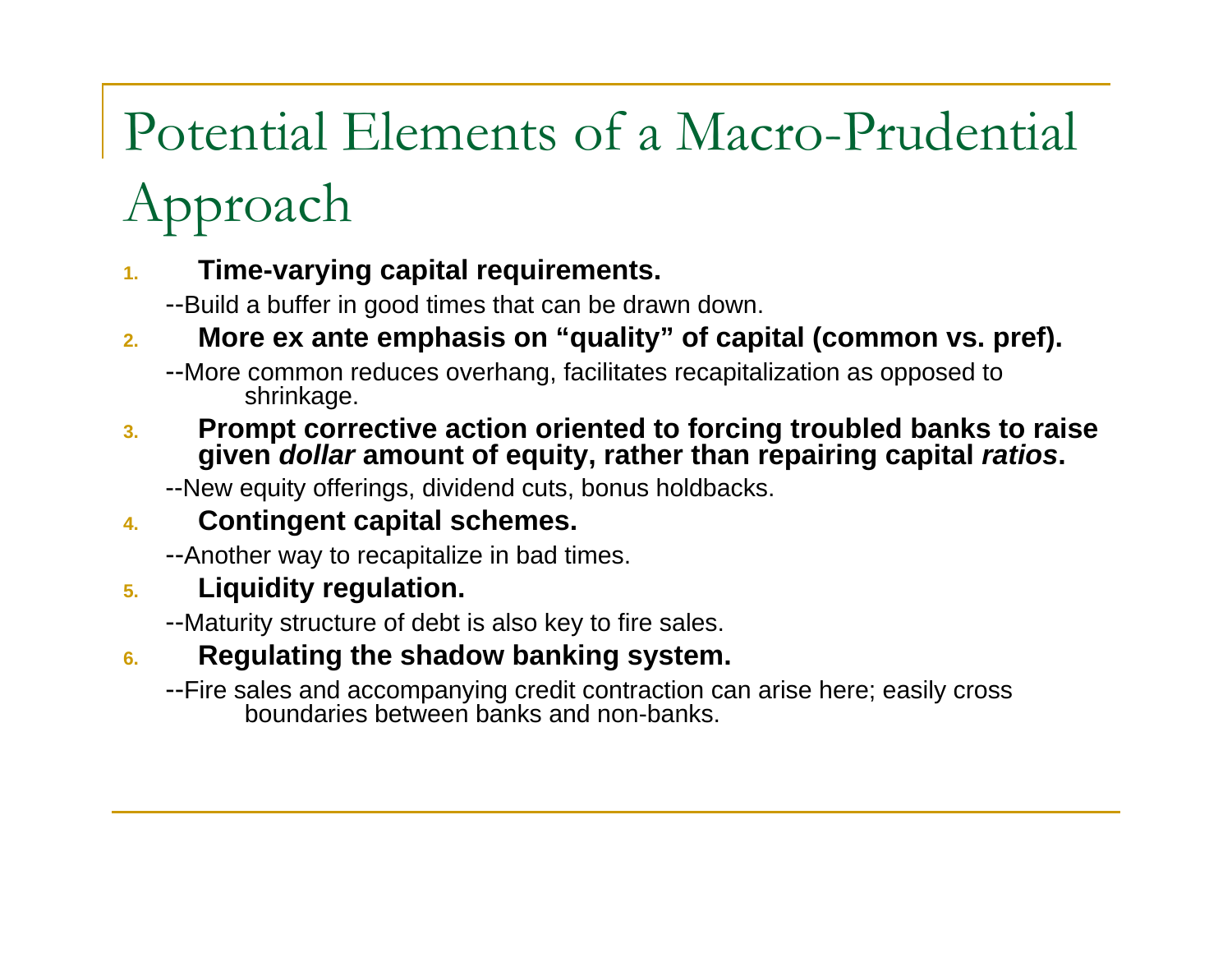# Potential Elements of a Macro-Prudential Approach

1. **Time-varying capital requirements.**

   --Build a buffer in good times that can be drawn down.

2. **More ex ante emphasis on "quality" of capital (common vs. pref).**

   --More common reduces overhang, facilitates recapitalization as opposed to shrinkage.

3. **Prompt corrective action oriented to forcing troubled banks to raise given *dollar* amount of equity, rather than repairing capital *ratios*.**

   --New equity offerings, dividend cuts, bonus holdbacks.

4. **Contingent capital schemes.**

   --Another way to recapitalize in bad times.

5. **Liquidity regulation.**

   --Maturity structure of debt is also key to fire sales.

6. **Regulating the shadow banking system.**

   --Fire sales and accompanying credit contraction can arise here; easily cross boundaries between banks and non-banks.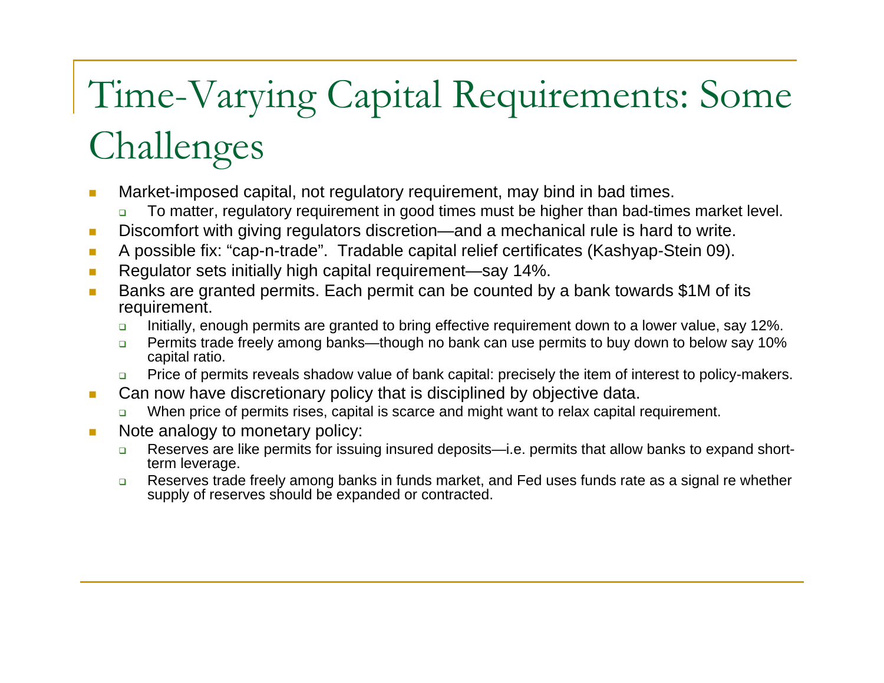# Time-Varying Capital Requirements: Some Challenges

- Market-imposed capital, not regulatory requirement, may bind in bad times.
  - To matter, regulatory requirement in good times must be higher than bad-times market level.
- Discomfort with giving regulators discretion—and a mechanical rule is hard to write.
- A possible fix: "cap-n-trade". Tradable capital relief certificates (Kashyap-Stein 09).
- Regulator sets initially high capital requirement—say 14%.
- Banks are granted permits. Each permit can be counted by a bank towards $1M of its requirement.
  - Initially, enough permits are granted to bring effective requirement down to a lower value, say 12%.
  - Permits trade freely among banks—though no bank can use permits to buy down to below say 10% capital ratio.
  - Price of permits reveals shadow value of bank capital: precisely the item of interest to policy-makers.
- Can now have discretionary policy that is disciplined by objective data.
  - When price of permits rises, capital is scarce and might want to relax capital requirement.
- Note analogy to monetary policy:
  - Reserves are like permits for issuing insured deposits—i.e. permits that allow banks to expand short-term leverage.
  - Reserves trade freely among banks in funds market, and Fed uses funds rate as a signal re whether supply of reserves should be expanded or contracted.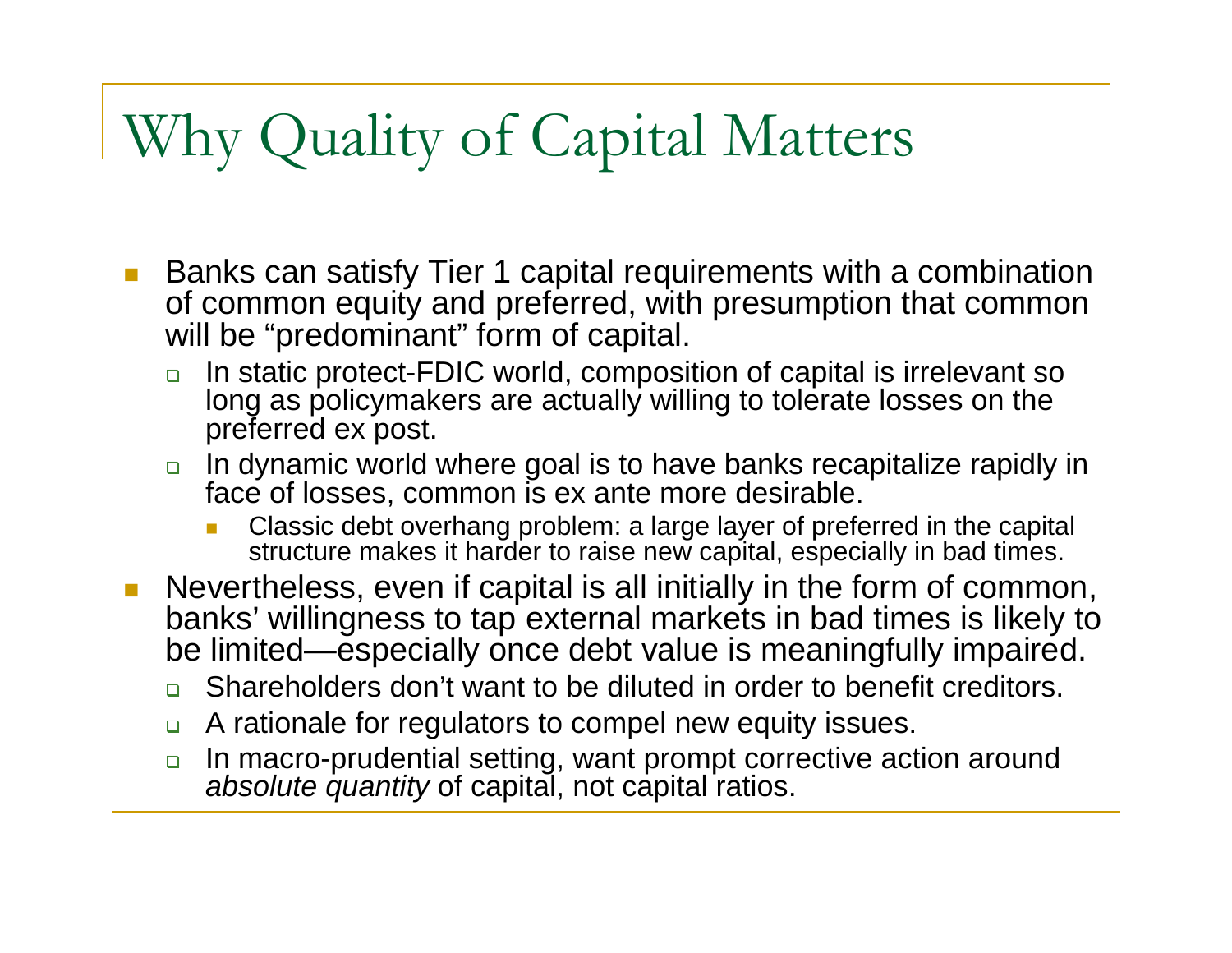# Why Quality of Capital Matters

- Banks can satisfy Tier 1 capital requirements with a combination of common equity and preferred, with presumption that common will be "predominant" form of capital.
  - In static protect-FDIC world, composition of capital is irrelevant so long as policymakers are actually willing to tolerate losses on the preferred ex post.
  - In dynamic world where goal is to have banks recapitalize rapidly in face of losses, common is ex ante more desirable.
    - Classic debt overhang problem: a large layer of preferred in the capital structure makes it harder to raise new capital, especially in bad times.
- Nevertheless, even if capital is all initially in the form of common, banks' willingness to tap external markets in bad times is likely to be limited—especially once debt value is meaningfully impaired.
  - Shareholders don't want to be diluted in order to benefit creditors.
  - A rationale for regulators to compel new equity issues.
  - In macro-prudential setting, want prompt corrective action around *absolute quantity* of capital, not capital ratios.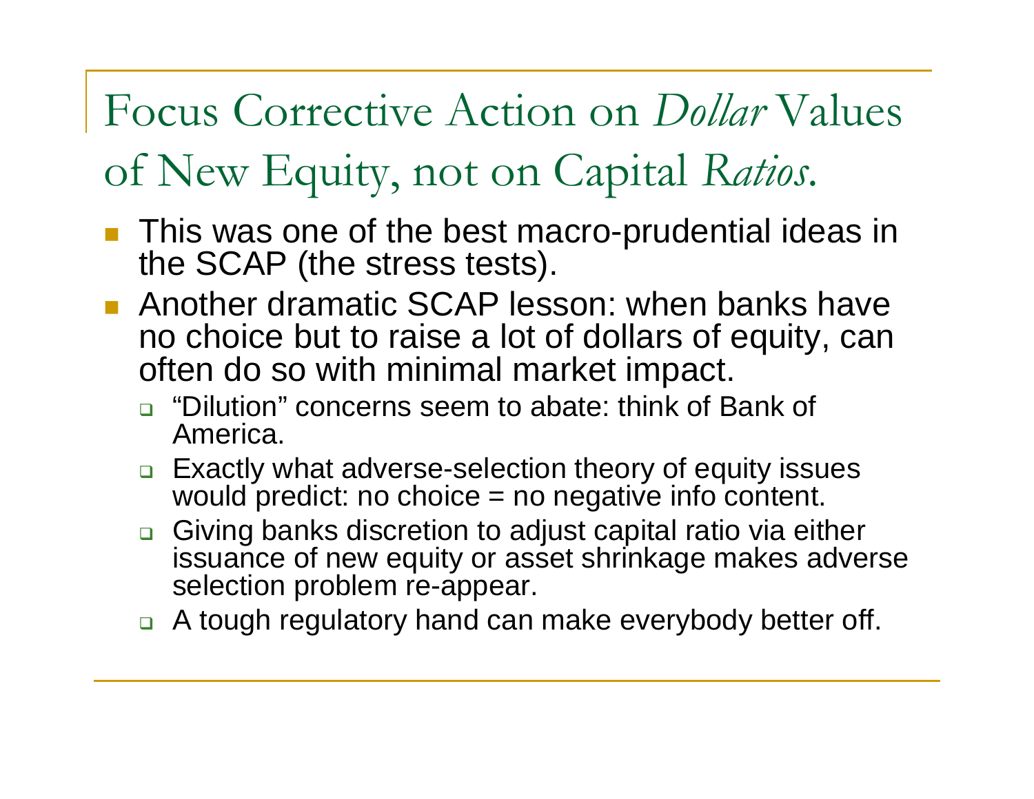# Focus Corrective Action on *Dollar* Values of New Equity, not on Capital *Ratios*.

- This was one of the best macro-prudential ideas in the SCAP (the stress tests).
- Another dramatic SCAP lesson: when banks have no choice but to raise a lot of dollars of equity, can often do so with minimal market impact.
  - "Dilution" concerns seem to abate: think of Bank of America.
  - Exactly what adverse-selection theory of equity issues would predict: no choice = no negative info content.
  - Giving banks discretion to adjust capital ratio via either issuance of new equity or asset shrinkage makes adverse selection problem re-appear.
  - A tough regulatory hand can make everybody better off.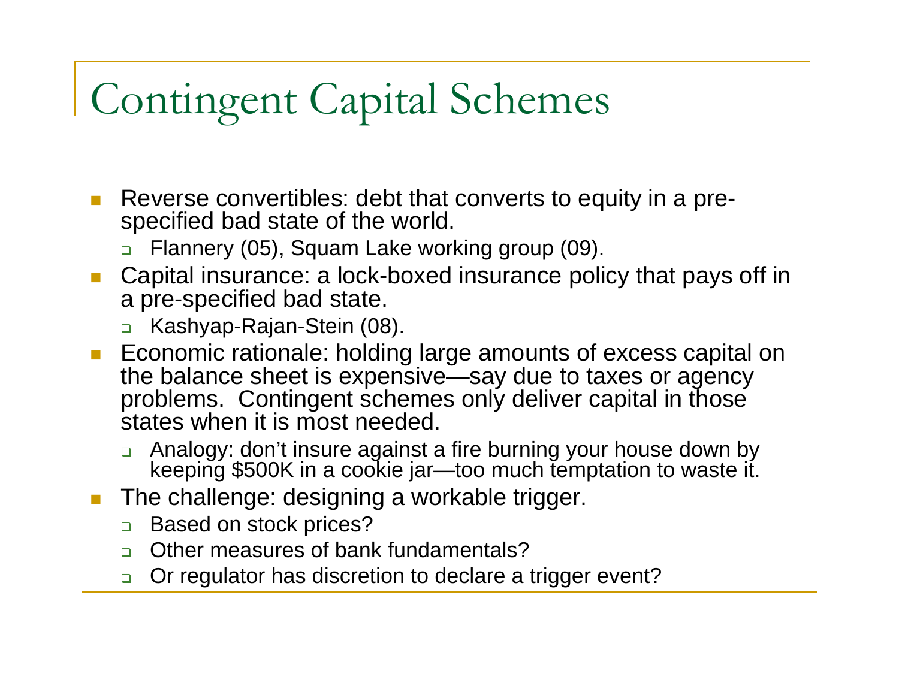# Contingent Capital Schemes

- Reverse convertibles: debt that converts to equity in a pre-specified bad state of the world.
  - Flannery (05), Squam Lake working group (09).
- Capital insurance: a lock-boxed insurance policy that pays off in a pre-specified bad state.
  - Kashyap-Rajan-Stein (08).
- Economic rationale: holding large amounts of excess capital on the balance sheet is expensive—say due to taxes or agency problems. Contingent schemes only deliver capital in those states when it is most needed.
  - Analogy: don't insure against a fire burning your house down by keeping $500K in a cookie jar—too much temptation to waste it.
- The challenge: designing a workable trigger.
  - Based on stock prices?
  - Other measures of bank fundamentals?
  - Or regulator has discretion to declare a trigger event?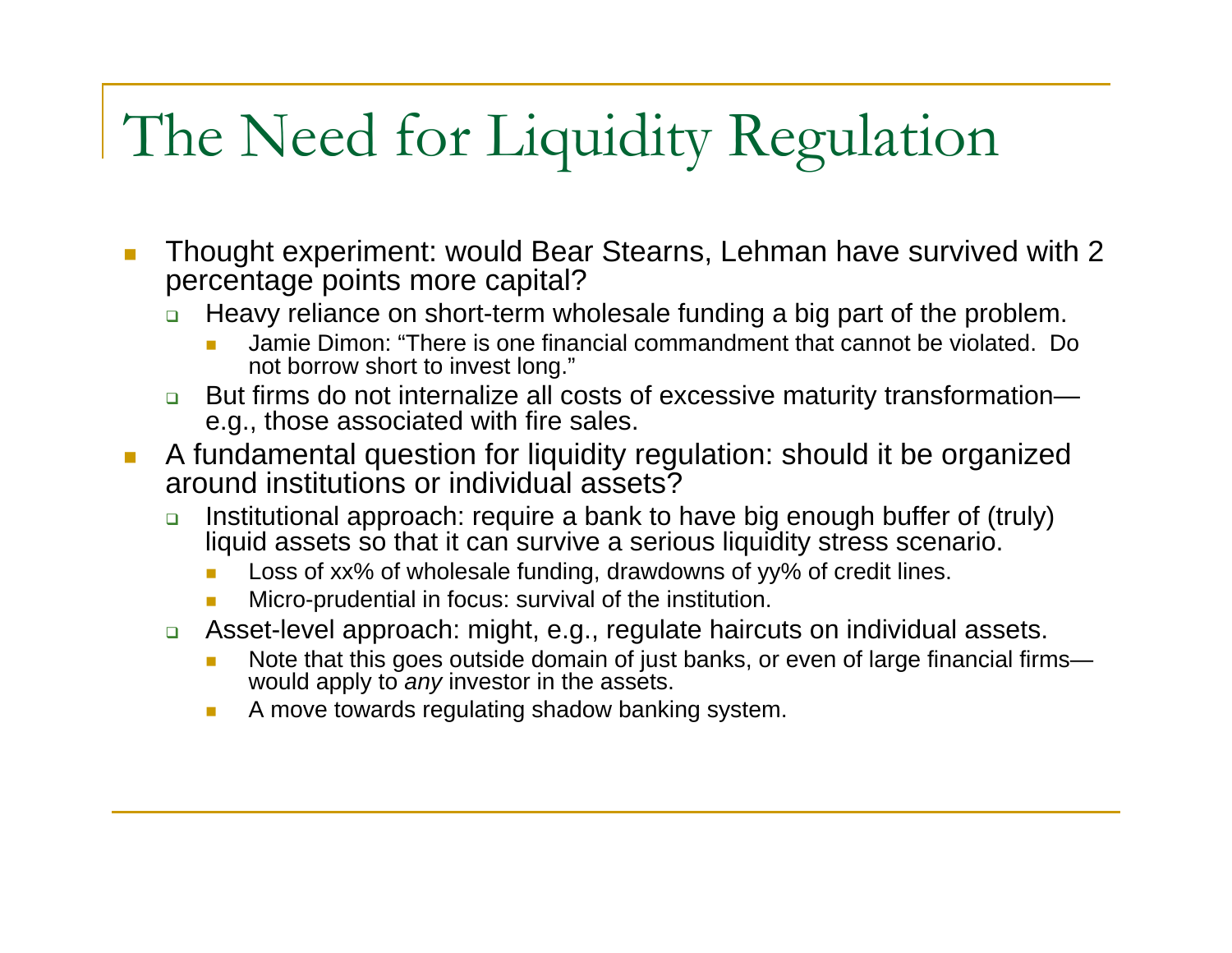# The Need for Liquidity Regulation

- Thought experiment: would Bear Stearns, Lehman have survived with 2 percentage points more capital?
  - Heavy reliance on short-term wholesale funding a big part of the problem.
    - Jamie Dimon: “There is one financial commandment that cannot be violated. Do not borrow short to invest long.”
  - But firms do not internalize all costs of excessive maturity transformation—e.g., those associated with fire sales.
- A fundamental question for liquidity regulation: should it be organized around institutions or individual assets?
  - Institutional approach: require a bank to have big enough buffer of (truly) liquid assets so that it can survive a serious liquidity stress scenario.
    - Loss of xx% of wholesale funding, drawdowns of yy% of credit lines.
    - Micro-prudential in focus: survival of the institution.
  - Asset-level approach: might, e.g., regulate haircuts on individual assets.
    - Note that this goes outside domain of just banks, or even of large financial firms—would apply to *any* investor in the assets.
    - A move towards regulating shadow banking system.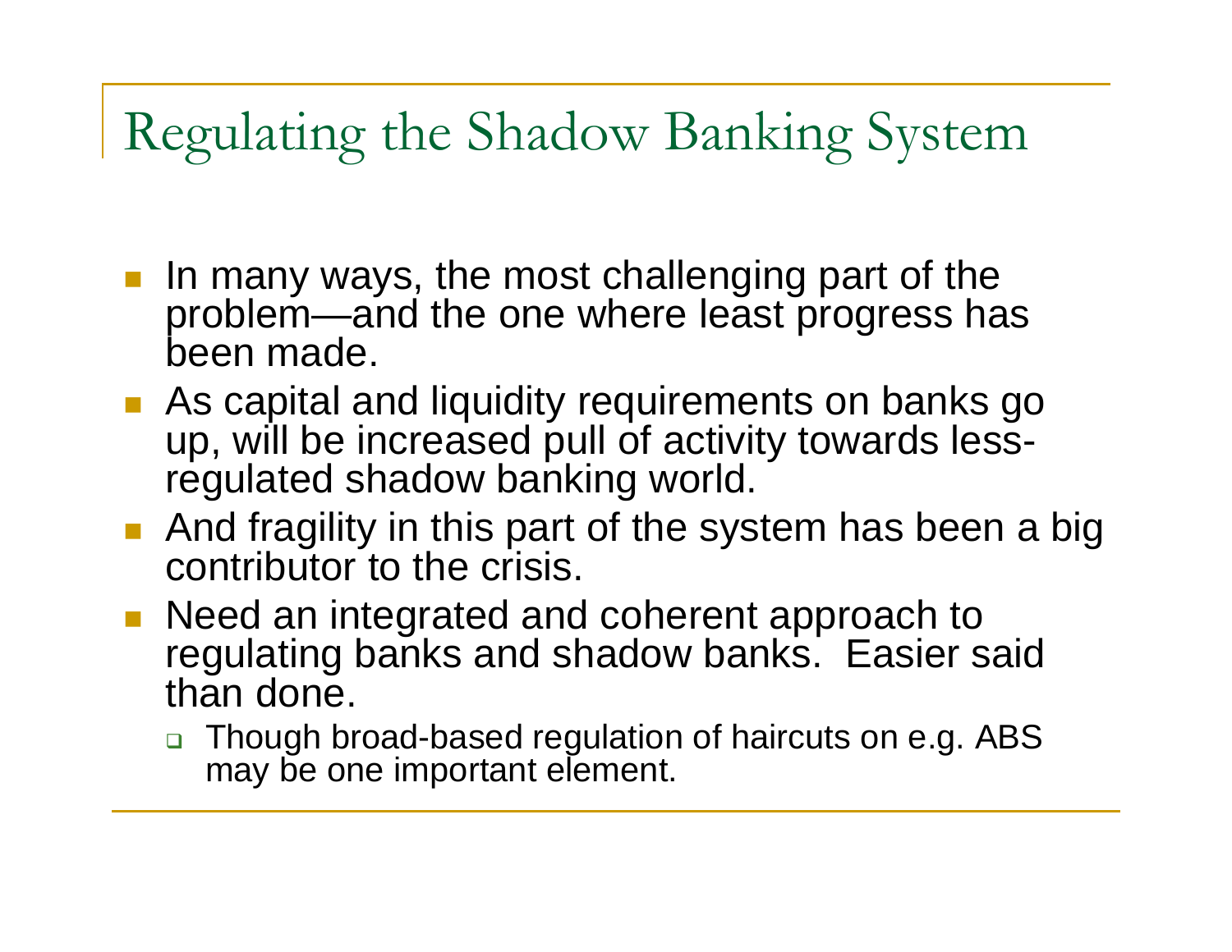# Regulating the Shadow Banking System

- In many ways, the most challenging part of the problem—and the one where least progress has been made.
- As capital and liquidity requirements on banks go up, will be increased pull of activity towards less-regulated shadow banking world.
- And fragility in this part of the system has been a big contributor to the crisis.
- Need an integrated and coherent approach to regulating banks and shadow banks. Easier said than done.
  - Though broad-based regulation of haircuts on e.g. ABS may be one important element.